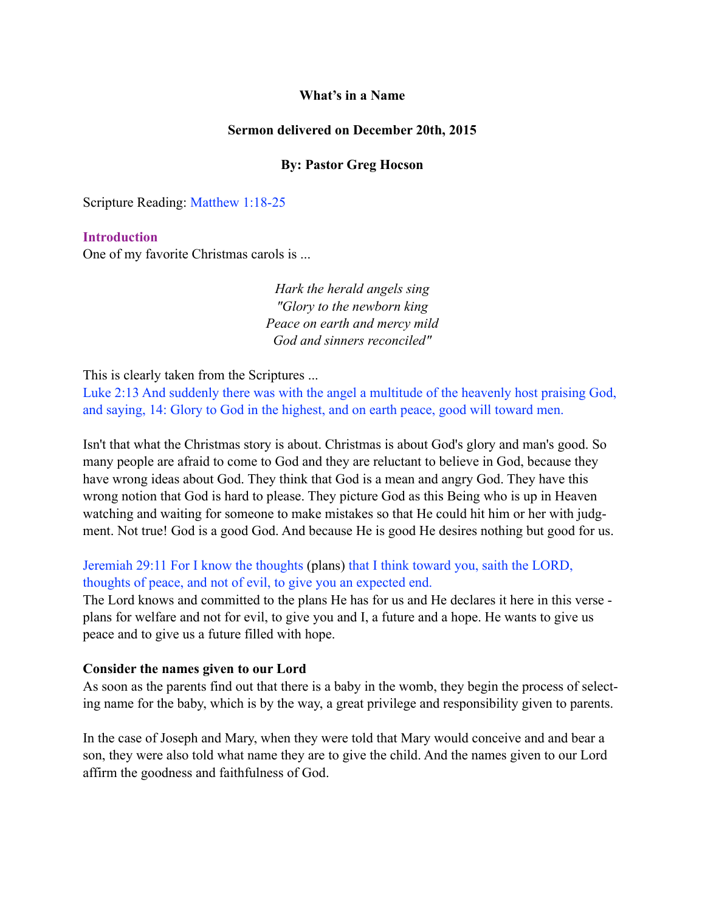**What's in a Name**

**Sermon delivered on December 20th, 2015**

**By: Pastor Greg Hocson**

Scripture Reading: Matthew 1:18-25

## Introduction

One of my favorite Christmas carols is ...

*Hark the herald angels sing*
*"Glory to the newborn king*
*Peace on earth and mercy mild*
*God and sinners reconciled"*

This is clearly taken from the Scriptures ...
Luke 2:13 And suddenly there was with the angel a multitude of the heavenly host praising God, and saying, 14: Glory to God in the highest, and on earth peace, good will toward men.

Isn't that what the Christmas story is about. Christmas is about God's glory and man's good. So many people are afraid to come to God and they are reluctant to believe in God, because they have wrong ideas about God. They think that God is a mean and angry God. They have this wrong notion that God is hard to please. They picture God as this Being who is up in Heaven watching and waiting for someone to make mistakes so that He could hit him or her with judgment. Not true! God is a good God. And because He is good He desires nothing but good for us.

Jeremiah 29:11 For I know the thoughts (plans) that I think toward you, saith the LORD, thoughts of peace, and not of evil, to give you an expected end.
The Lord knows and committed to the plans He has for us and He declares it here in this verse - plans for welfare and not for evil, to give you and I, a future and a hope. He wants to give us peace and to give us a future filled with hope.

### Consider the names given to our Lord

As soon as the parents find out that there is a baby in the womb, they begin the process of selecting name for the baby, which is by the way, a great privilege and responsibility given to parents.

In the case of Joseph and Mary, when they were told that Mary would conceive and and bear a son, they were also told what name they are to give the child. And the names given to our Lord affirm the goodness and faithfulness of God.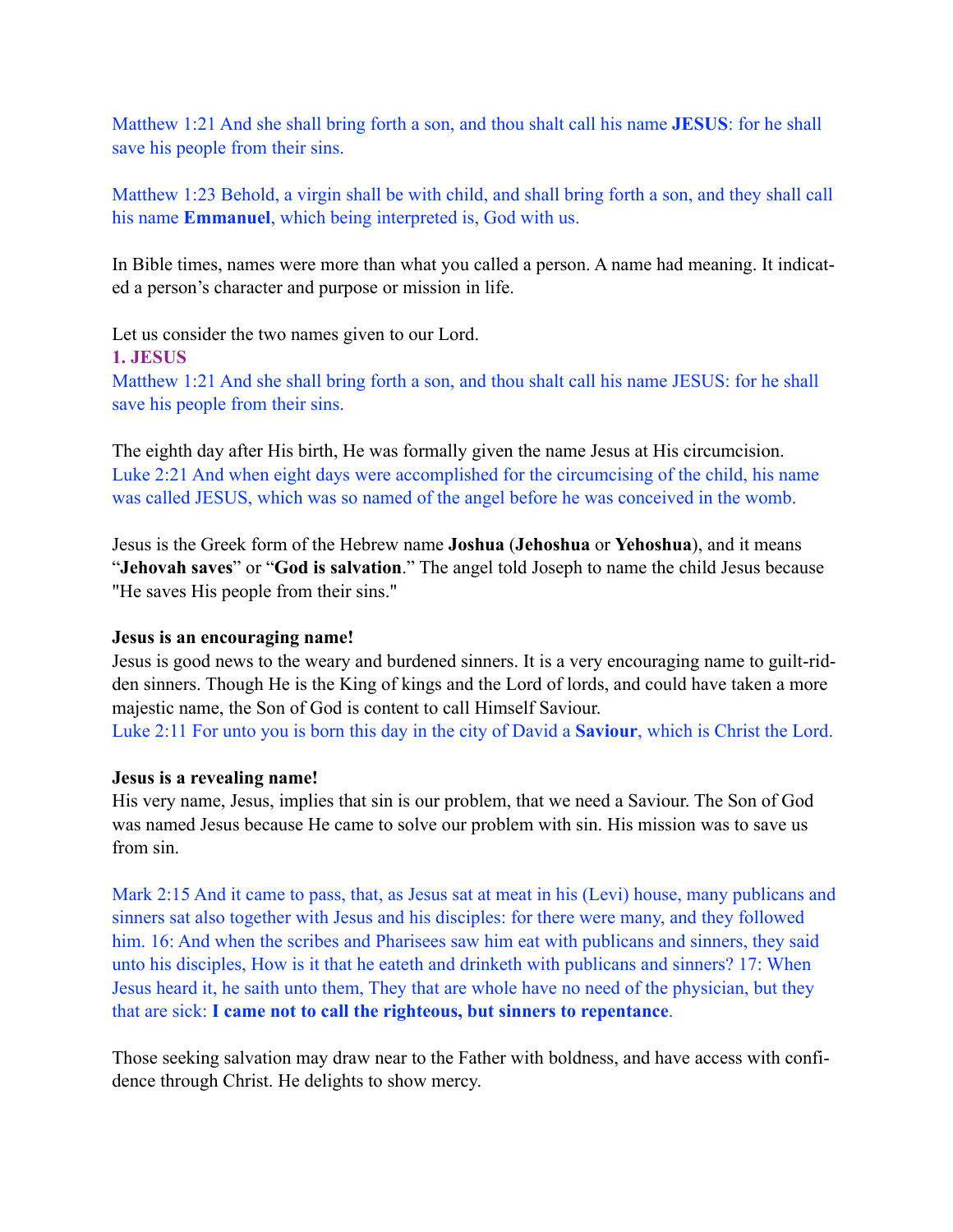Matthew 1:21 And she shall bring forth a son, and thou shalt call his name **JESUS**: for he shall save his people from their sins.

Matthew 1:23 Behold, a virgin shall be with child, and shall bring forth a son, and they shall call his name **Emmanuel**, which being interpreted is, God with us.

In Bible times, names were more than what you called a person. A name had meaning. It indicated a person's character and purpose or mission in life.

Let us consider the two names given to our Lord.

**1. JESUS**

Matthew 1:21 And she shall bring forth a son, and thou shalt call his name JESUS: for he shall save his people from their sins.

The eighth day after His birth, He was formally given the name Jesus at His circumcision.
Luke 2:21 And when eight days were accomplished for the circumcising of the child, his name was called JESUS, which was so named of the angel before he was conceived in the womb.

Jesus is the Greek form of the Hebrew name **Joshua** (**Jehoshua** or **Yehoshua**), and it means "**Jehovah saves**" or "**God is salvation**." The angel told Joseph to name the child Jesus because "He saves His people from their sins."

**Jesus is an encouraging name!**
Jesus is good news to the weary and burdened sinners. It is a very encouraging name to guilt-ridden sinners. Though He is the King of kings and the Lord of lords, and could have taken a more majestic name, the Son of God is content to call Himself Saviour.
Luke 2:11 For unto you is born this day in the city of David a **Saviour**, which is Christ the Lord.

**Jesus is a revealing name!**
His very name, Jesus, implies that sin is our problem, that we need a Saviour. The Son of God was named Jesus because He came to solve our problem with sin. His mission was to save us from sin.

Mark 2:15 And it came to pass, that, as Jesus sat at meat in his (Levi) house, many publicans and sinners sat also together with Jesus and his disciples: for there were many, and they followed him. 16: And when the scribes and Pharisees saw him eat with publicans and sinners, they said unto his disciples, How is it that he eateth and drinketh with publicans and sinners? 17: When Jesus heard it, he saith unto them, They that are whole have no need of the physician, but they that are sick: **I came not to call the righteous, but sinners to repentance**.

Those seeking salvation may draw near to the Father with boldness, and have access with confidence through Christ. He delights to show mercy.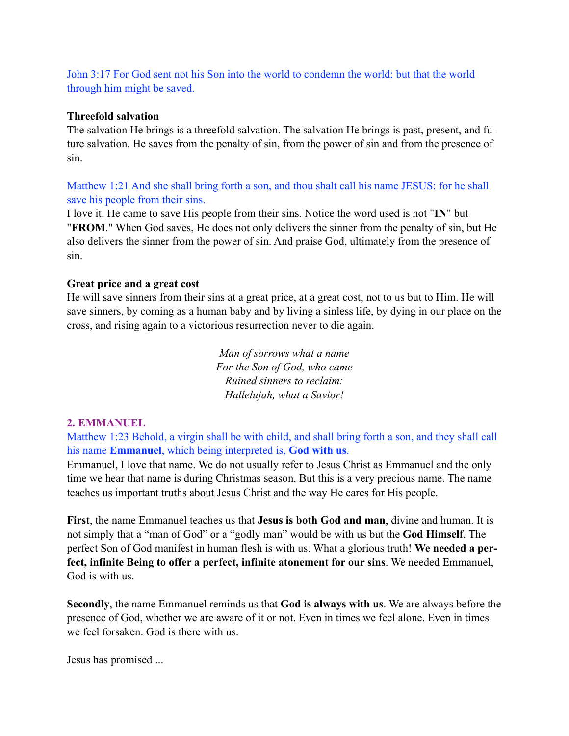John 3:17 For God sent not his Son into the world to condemn the world; but that the world through him might be saved.

**Threefold salvation**

The salvation He brings is a threefold salvation. The salvation He brings is past, present, and future salvation. He saves from the penalty of sin, from the power of sin and from the presence of sin.

Matthew 1:21 And she shall bring forth a son, and thou shalt call his name JESUS: for he shall save his people from their sins.

I love it. He came to save His people from their sins. Notice the word used is not "**IN**" but "**FROM**." When God saves, He does not only delivers the sinner from the penalty of sin, but He also delivers the sinner from the power of sin. And praise God, ultimately from the presence of sin.

**Great price and a great cost**

He will save sinners from their sins at a great price, at a great cost, not to us but to Him. He will save sinners, by coming as a human baby and by living a sinless life, by dying in our place on the cross, and rising again to a victorious resurrection never to die again.

*Man of sorrows what a name*
*For the Son of God, who came*
*Ruined sinners to reclaim:*
*Hallelujah, what a Savior!*

**2. EMMANUEL**

Matthew 1:23 Behold, a virgin shall be with child, and shall bring forth a son, and they shall call his name **Emmanuel**, which being interpreted is, **God with us**.

Emmanuel, I love that name. We do not usually refer to Jesus Christ as Emmanuel and the only time we hear that name is during Christmas season. But this is a very precious name. The name teaches us important truths about Jesus Christ and the way He cares for His people.

**First**, the name Emmanuel teaches us that **Jesus is both God and man**, divine and human. It is not simply that a "man of God" or a "godly man" would be with us but the **God Himself**. The perfect Son of God manifest in human flesh is with us. What a glorious truth! **We needed a perfect, infinite Being to offer a perfect, infinite atonement for our sins**. We needed Emmanuel, God is with us.

**Secondly**, the name Emmanuel reminds us that **God is always with us**. We are always before the presence of God, whether we are aware of it or not. Even in times we feel alone. Even in times we feel forsaken. God is there with us.

Jesus has promised ...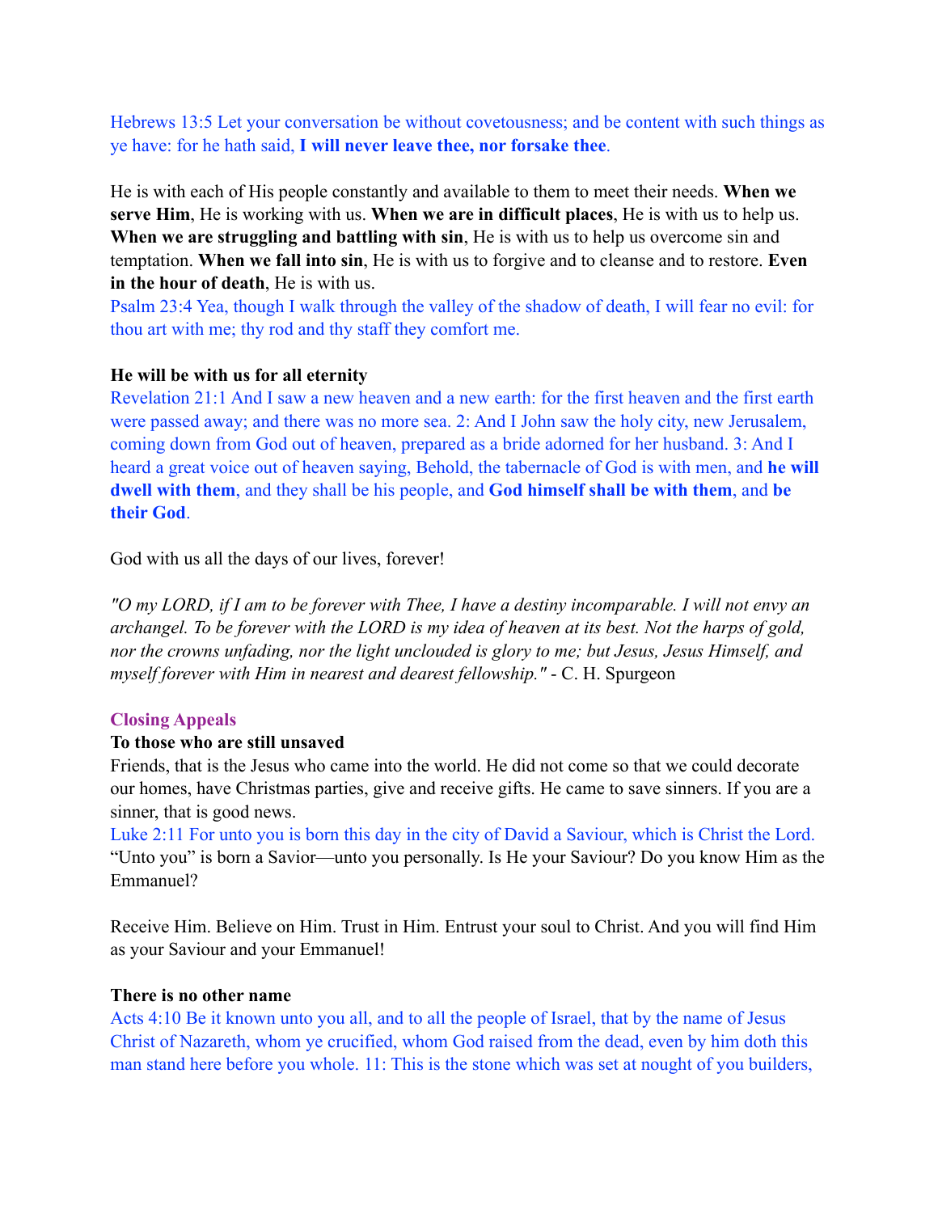Hebrews 13:5 Let your conversation be without covetousness; and be content with such things as ye have: for he hath said, **I will never leave thee, nor forsake thee**.

He is with each of His people constantly and available to them to meet their needs. **When we serve Him**, He is working with us. **When we are in difficult places**, He is with us to help us. **When we are struggling and battling with sin**, He is with us to help us overcome sin and temptation. **When we fall into sin**, He is with us to forgive and to cleanse and to restore. **Even in the hour of death**, He is with us.

Psalm 23:4 Yea, though I walk through the valley of the shadow of death, I will fear no evil: for thou art with me; thy rod and thy staff they comfort me.

**He will be with us for all eternity**

Revelation 21:1 And I saw a new heaven and a new earth: for the first heaven and the first earth were passed away; and there was no more sea. 2: And I John saw the holy city, new Jerusalem, coming down from God out of heaven, prepared as a bride adorned for her husband. 3: And I heard a great voice out of heaven saying, Behold, the tabernacle of God is with men, and **he will dwell with them**, and they shall be his people, and **God himself shall be with them**, and **be their God**.

God with us all the days of our lives, forever!

*"O my LORD, if I am to be forever with Thee, I have a destiny incomparable. I will not envy an archangel. To be forever with the LORD is my idea of heaven at its best. Not the harps of gold, nor the crowns unfading, nor the light unclouded is glory to me; but Jesus, Jesus Himself, and myself forever with Him in nearest and dearest fellowship."* - C. H. Spurgeon

## Closing Appeals

**To those who are still unsaved**

Friends, that is the Jesus who came into the world. He did not come so that we could decorate our homes, have Christmas parties, give and receive gifts. He came to save sinners. If you are a sinner, that is good news.

Luke 2:11 For unto you is born this day in the city of David a Saviour, which is Christ the Lord.

"Unto you" is born a Savior—unto you personally. Is He your Saviour? Do you know Him as the Emmanuel?

Receive Him. Believe on Him. Trust in Him. Entrust your soul to Christ. And you will find Him as your Saviour and your Emmanuel!

**There is no other name**

Acts 4:10 Be it known unto you all, and to all the people of Israel, that by the name of Jesus Christ of Nazareth, whom ye crucified, whom God raised from the dead, even by him doth this man stand here before you whole. 11: This is the stone which was set at nought of you builders,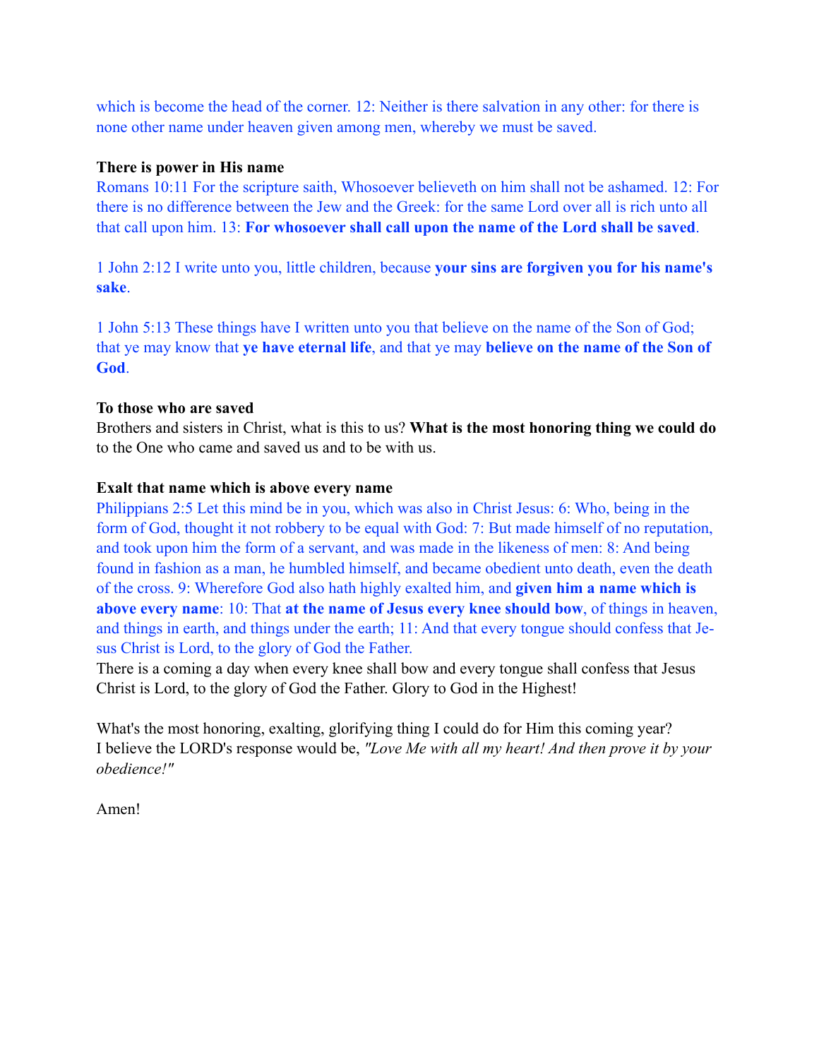which is become the head of the corner. 12: Neither is there salvation in any other: for there is none other name under heaven given among men, whereby we must be saved.

**There is power in His name**

Romans 10:11 For the scripture saith, Whosoever believeth on him shall not be ashamed. 12: For there is no difference between the Jew and the Greek: for the same Lord over all is rich unto all that call upon him. 13: **For whosoever shall call upon the name of the Lord shall be saved**.

1 John 2:12 I write unto you, little children, because **your sins are forgiven you for his name's sake**.

1 John 5:13 These things have I written unto you that believe on the name of the Son of God; that ye may know that **ye have eternal life**, and that ye may **believe on the name of the Son of God**.

**To those who are saved**

Brothers and sisters in Christ, what is this to us? **What is the most honoring thing we could do** to the One who came and saved us and to be with us.

**Exalt that name which is above every name**

Philippians 2:5 Let this mind be in you, which was also in Christ Jesus: 6: Who, being in the form of God, thought it not robbery to be equal with God: 7: But made himself of no reputation, and took upon him the form of a servant, and was made in the likeness of men: 8: And being found in fashion as a man, he humbled himself, and became obedient unto death, even the death of the cross. 9: Wherefore God also hath highly exalted him, and **given him a name which is above every name**: 10: That **at the name of Jesus every knee should bow**, of things in heaven, and things in earth, and things under the earth; 11: And that every tongue should confess that Jesus Christ is Lord, to the glory of God the Father.

There is a coming a day when every knee shall bow and every tongue shall confess that Jesus Christ is Lord, to the glory of God the Father. Glory to God in the Highest!

What's the most honoring, exalting, glorifying thing I could do for Him this coming year?
I believe the LORD's response would be, *"Love Me with all my heart! And then prove it by your obedience!"*

Amen!